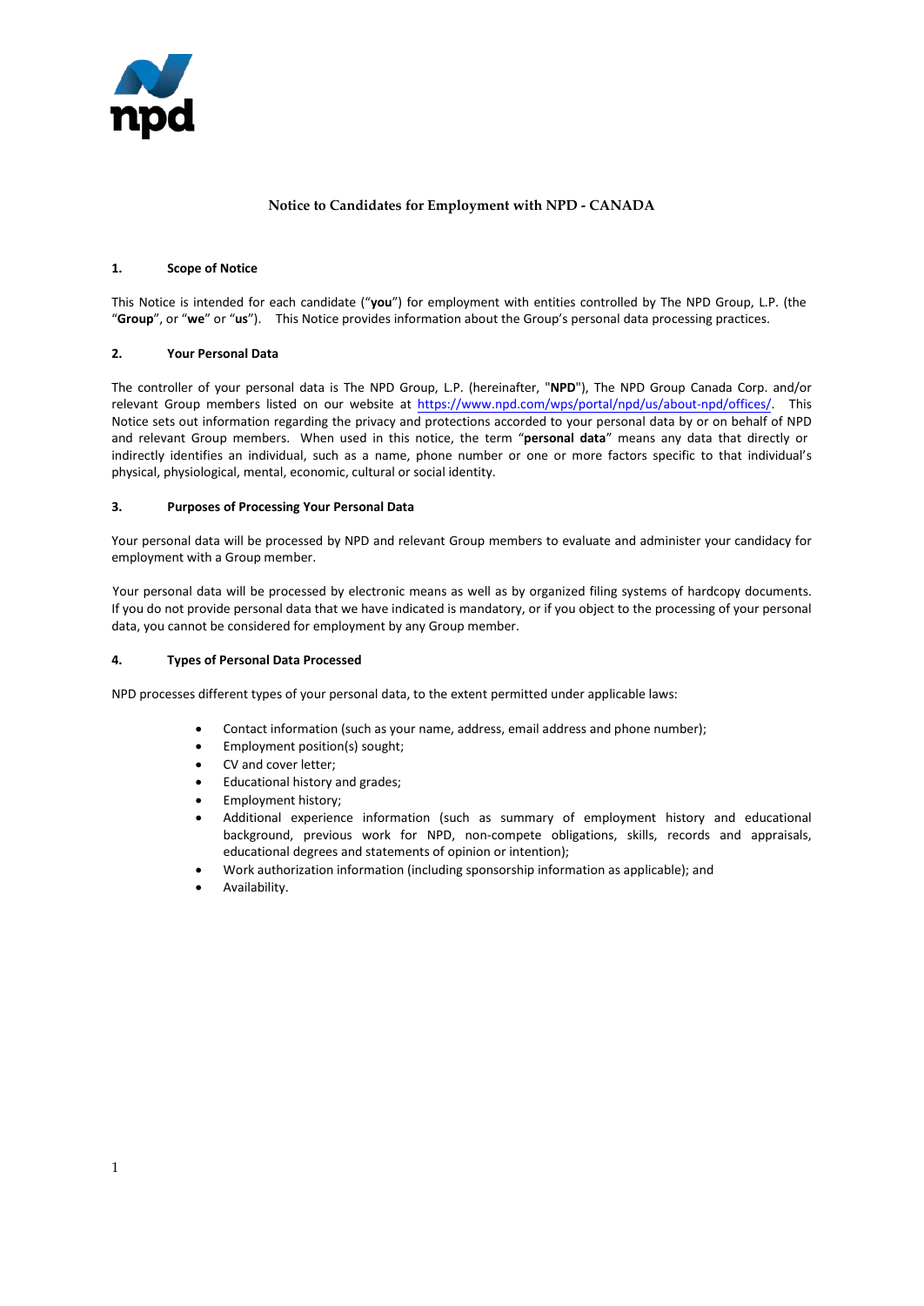# Notice to Candidates for Employment with NPD - CANADA

## 1. Scope of Notice

This Notice is intended for each candidate ("**you**") for employment with entities controlled by The NPD Group, L.P. (the "**Group**", or "**we**" or "**us**"). This Notice provides information about the Group's personal data processing practices.

## 2. Your Personal Data

The controller of your personal data is The NPD Group, L.P. (hereinafter, "**NPD**"), The NPD Group Canada Corp. and/or relevant Group members listed on our website at https://www.npd.com/wps/portal/npd/us/about-npd/offices/. This Notice sets out information regarding the privacy and protections accorded to your personal data by or on behalf of NPD and relevant Group members. When used in this notice, the term "**personal data**" means any data that directly or indirectly identifies an individual, such as a name, phone number or one or more factors specific to that individual's physical, physiological, mental, economic, cultural or social identity.

## 3. Purposes of Processing Your Personal Data

Your personal data will be processed by NPD and relevant Group members to evaluate and administer your candidacy for employment with a Group member.

Your personal data will be processed by electronic means as well as by organized filing systems of hardcopy documents. If you do not provide personal data that we have indicated is mandatory, or if you object to the processing of your personal data, you cannot be considered for employment by any Group member.

## 4. Types of Personal Data Processed

NPD processes different types of your personal data, to the extent permitted under applicable laws:

- Contact information (such as your name, address, email address and phone number);
- Employment position(s) sought;
- CV and cover letter;
- Educational history and grades;
- Employment history;
- Additional experience information (such as summary of employment history and educational background, previous work for NPD, non-compete obligations, skills, records and appraisals, educational degrees and statements of opinion or intention);
- Work authorization information (including sponsorship information as applicable); and
- Availability.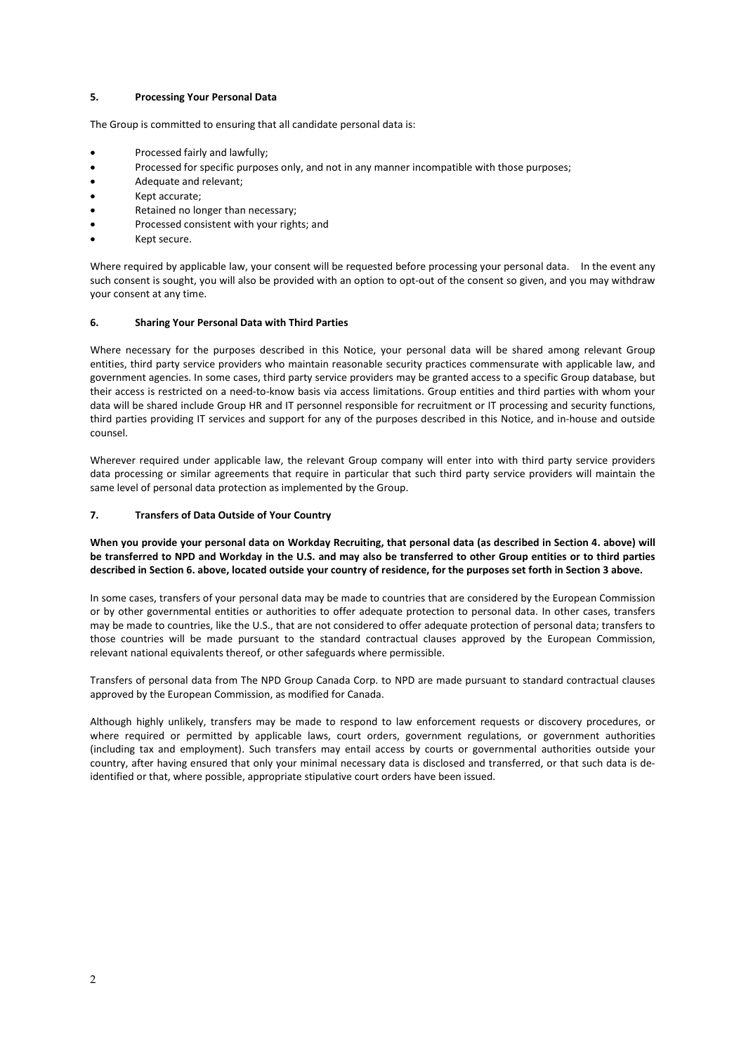## 5. Processing Your Personal Data

The Group is committed to ensuring that all candidate personal data is:

- Processed fairly and lawfully;
- Processed for specific purposes only, and not in any manner incompatible with those purposes;
- Adequate and relevant;
- Kept accurate;
- Retained no longer than necessary;
- Processed consistent with your rights; and
- Kept secure.

Where required by applicable law, your consent will be requested before processing your personal data. In the event any such consent is sought, you will also be provided with an option to opt-out of the consent so given, and you may withdraw your consent at any time.

## 6. Sharing Your Personal Data with Third Parties

Where necessary for the purposes described in this Notice, your personal data will be shared among relevant Group entities, third party service providers who maintain reasonable security practices commensurate with applicable law, and government agencies. In some cases, third party service providers may be granted access to a specific Group database, but their access is restricted on a need-to-know basis via access limitations. Group entities and third parties with whom your data will be shared include Group HR and IT personnel responsible for recruitment or IT processing and security functions, third parties providing IT services and support for any of the purposes described in this Notice, and in-house and outside counsel.

Wherever required under applicable law, the relevant Group company will enter into with third party service providers data processing or similar agreements that require in particular that such third party service providers will maintain the same level of personal data protection as implemented by the Group.

## 7. Transfers of Data Outside of Your Country

**When you provide your personal data on Workday Recruiting, that personal data (as described in Section 4. above) will be transferred to NPD and Workday in the U.S. and may also be transferred to other Group entities or to third parties described in Section 6. above, located outside your country of residence, for the purposes set forth in Section 3 above.**

In some cases, transfers of your personal data may be made to countries that are considered by the European Commission or by other governmental entities or authorities to offer adequate protection to personal data. In other cases, transfers may be made to countries, like the U.S., that are not considered to offer adequate protection of personal data; transfers to those countries will be made pursuant to the standard contractual clauses approved by the European Commission, relevant national equivalents thereof, or other safeguards where permissible.

Transfers of personal data from The NPD Group Canada Corp. to NPD are made pursuant to standard contractual clauses approved by the European Commission, as modified for Canada.

Although highly unlikely, transfers may be made to respond to law enforcement requests or discovery procedures, or where required or permitted by applicable laws, court orders, government regulations, or government authorities (including tax and employment). Such transfers may entail access by courts or governmental authorities outside your country, after having ensured that only your minimal necessary data is disclosed and transferred, or that such data is de-identified or that, where possible, appropriate stipulative court orders have been issued.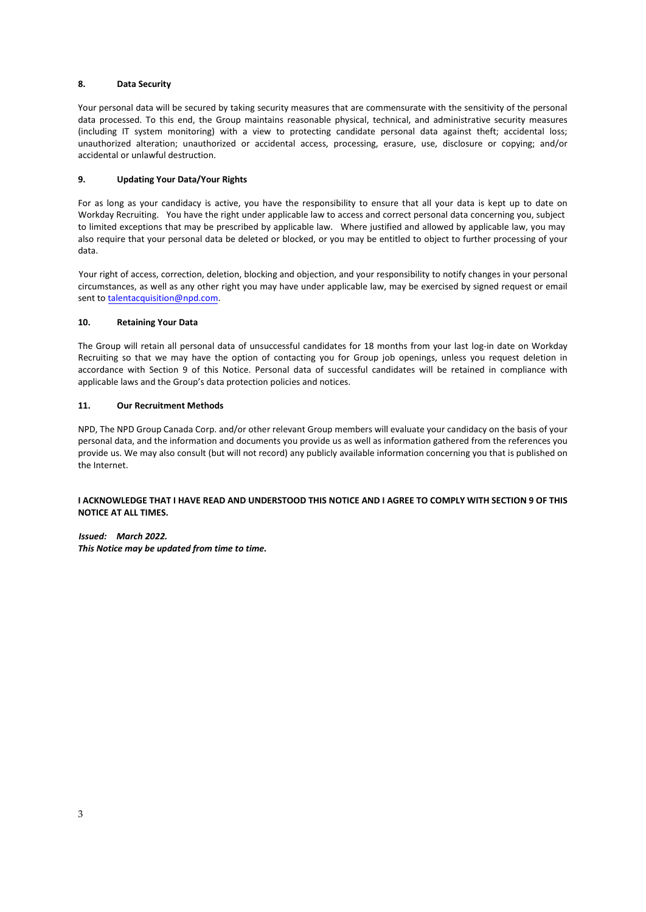## 8. Data Security

Your personal data will be secured by taking security measures that are commensurate with the sensitivity of the personal data processed. To this end, the Group maintains reasonable physical, technical, and administrative security measures (including IT system monitoring) with a view to protecting candidate personal data against theft; accidental loss; unauthorized alteration; unauthorized or accidental access, processing, erasure, use, disclosure or copying; and/or accidental or unlawful destruction.

## 9. Updating Your Data/Your Rights

For as long as your candidacy is active, you have the responsibility to ensure that all your data is kept up to date on Workday Recruiting. You have the right under applicable law to access and correct personal data concerning you, subject to limited exceptions that may be prescribed by applicable law. Where justified and allowed by applicable law, you may also require that your personal data be deleted or blocked, or you may be entitled to object to further processing of your data.

Your right of access, correction, deletion, blocking and objection, and your responsibility to notify changes in your personal circumstances, as well as any other right you may have under applicable law, may be exercised by signed request or email sent to talentacquisition@npd.com.

## 10. Retaining Your Data

The Group will retain all personal data of unsuccessful candidates for 18 months from your last log-in date on Workday Recruiting so that we may have the option of contacting you for Group job openings, unless you request deletion in accordance with Section 9 of this Notice. Personal data of successful candidates will be retained in compliance with applicable laws and the Group's data protection policies and notices.

## 11. Our Recruitment Methods

NPD, The NPD Group Canada Corp. and/or other relevant Group members will evaluate your candidacy on the basis of your personal data, and the information and documents you provide us as well as information gathered from the references you provide us. We may also consult (but will not record) any publicly available information concerning you that is published on the Internet.

**I ACKNOWLEDGE THAT I HAVE READ AND UNDERSTOOD THIS NOTICE AND I AGREE TO COMPLY WITH SECTION 9 OF THIS NOTICE AT ALL TIMES.**

***Issued: March 2022.***
***This Notice may be updated from time to time.***